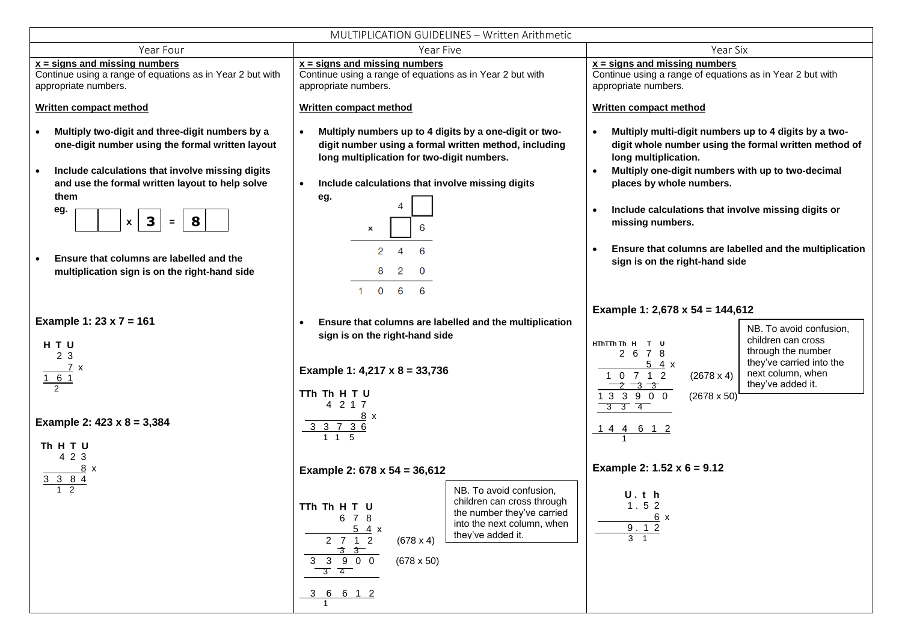# MULTIPLICATION GUIDELINES – Written Arithmetic

## Year Four

**x = signs and missing numbers**

Continue using a range of equations as in Year 2 but with appropriate numbers.

**Written compact method**

- **Multiply two-digit and three-digit numbers by a one-digit number using the formal written layout**
- **Include calculations that involve missing digits and use the formal written layout to help solve them**

**eg.** $\square\square \times 3 = 8\square$

- **Ensure that columns are labelled and the multiplication sign is on the right-hand side**

**Example 1: 23 x 7 = 161**

```
  H T U
    2 3
      7 x
  1 6 1
    2
```

**Example 2: 423 x 8 = 3,384**

```
 Th H T U
     4 2 3
         8 x
  3  3 8 4
     1 2
```

## Year Five

**x = signs and missing numbers**

Continue using a range of equations as in Year 2 but with appropriate numbers.

**Written compact method**

- **Multiply numbers up to 4 digits by a one-digit or two-digit number using a formal written method, including long multiplication for two-digit numbers.**
- **Include calculations that involve missing digits**

**eg.**

```
      4 □
  ×   □ 6
  -------
    2 4 6
    8 2 0
  -------
  1 0 6 6
```

- **Ensure that columns are labelled and the multiplication sign is on the right-hand side**

**Example 1: 4,217 x 8 = 33,736**

```
 TTh Th H T U
      4 2 1 7
            8 x
   3  3 7 3 6
      1 1 5
```

**Example 2: 678 x 54 = 36,612**

```
 TTh Th H T U
        6 7 8
          5 4 x
     2  7 1 2     (678 x 4)
        3 3
   3 3  9 0 0     (678 x 50)
     3  4

   3 6  6 1 2
     1
```

NB. To avoid confusion, children can cross through the number they've carried into the next column, when they've added it.

## Year Six

**x = signs and missing numbers**

Continue using a range of equations as in Year 2 but with appropriate numbers.

**Written compact method**

- **Multiply multi-digit numbers up to 4 digits by a two-digit whole number using the formal written method of long multiplication.**
- **Multiply one-digit numbers with up to two-decimal places by whole numbers.**
- **Include calculations that involve missing digits or missing numbers.**
- **Ensure that columns are labelled and the multiplication sign is on the right-hand side**

**Example 1: 2,678 x 54 = 144,612**

```
 HTh TTh Th H T U
          2 6 7 8
              5 4 x
     1  0 7 1 2       (2678 x 4)
          2 3 3
   1 3  3 9 0 0       (2678 x 50)
     3  3 4

   1 4  4 6 1 2
     1
```

NB. To avoid confusion, children can cross through the number they've carried into the next column, when they've added it.

**Example 2: 1.52 x 6 = 9.12**

```
  U . t h
  1 . 5 2
        6 x
  9 . 1 2
    3 1
```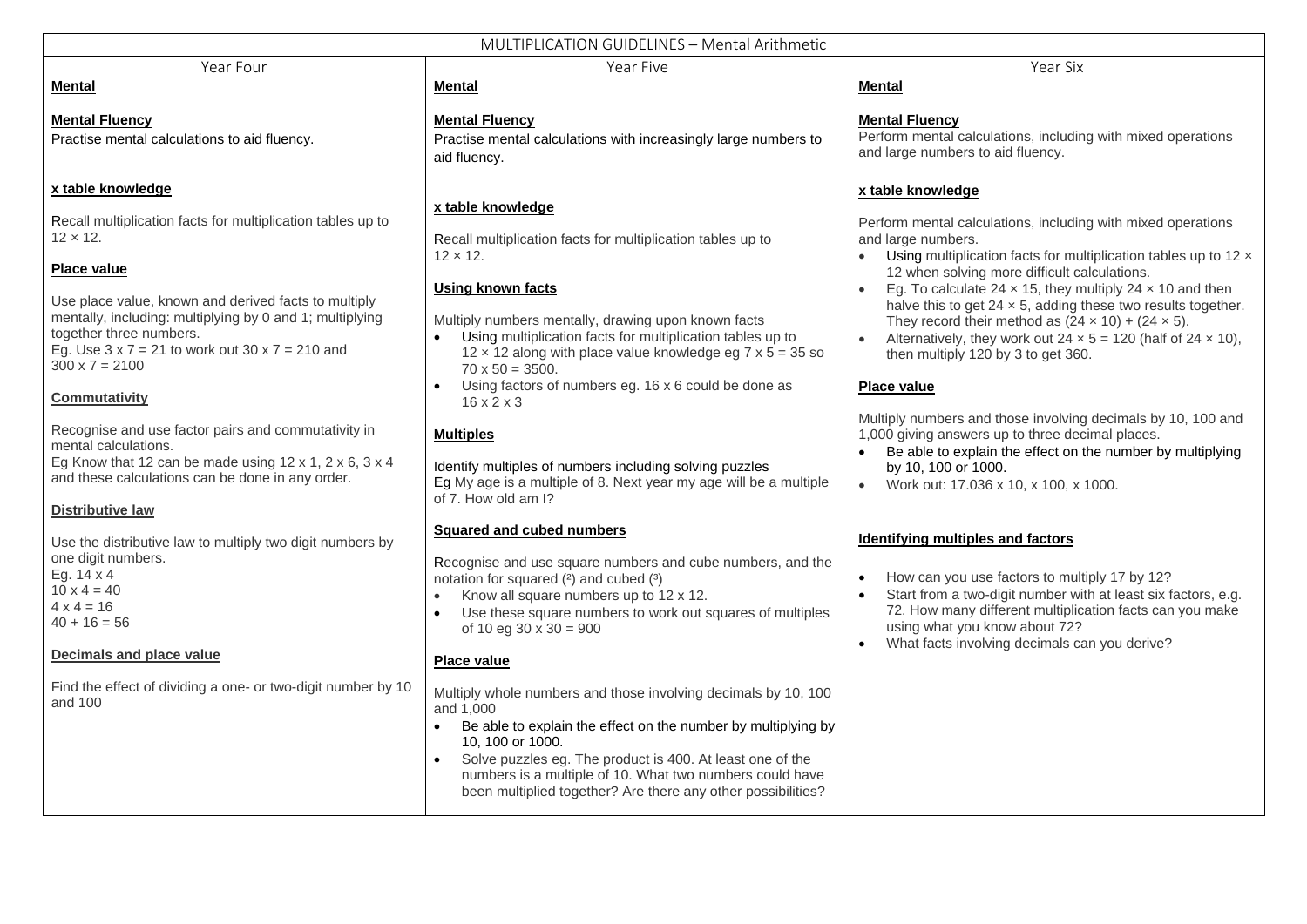# MULTIPLICATION GUIDELINES – Mental Arithmetic

| Year Four | Year Five | Year Six |
|---|---|---|
| **Mental**<br><br>**Mental Fluency**<br>Practise mental calculations to aid fluency.<br><br>**x table knowledge**<br>Recall multiplication facts for multiplication tables up to $12 \times 12$.<br><br>**Place value**<br>Use place value, known and derived facts to multiply mentally, including: multiplying by 0 and 1; multiplying together three numbers.<br>Eg. Use $3 \times 7 = 21$ to work out $30 \times 7 = 210$ and $300 \times 7 = 2100$<br><br>**Commutativity**<br>Recognise and use factor pairs and commutativity in mental calculations.<br>Eg Know that 12 can be made using $12 \times 1$, $2 \times 6$, $3 \times 4$ and these calculations can be done in any order.<br><br>**Distributive law**<br>Use the distributive law to multiply two digit numbers by one digit numbers.<br>Eg. $14 \times 4$<br>$10 \times 4 = 40$<br>$4 \times 4 = 16$<br>$40 + 16 = 56$<br><br>**Decimals and place value**<br>Find the effect of dividing a one- or two-digit number by 10 and 100 | **Mental**<br><br>**Mental Fluency**<br>Practise mental calculations with increasingly large numbers to aid fluency.<br><br>**x table knowledge**<br>Recall multiplication facts for multiplication tables up to $12 \times 12$.<br><br>**Using known facts**<br>Multiply numbers mentally, drawing upon known facts<br>• Using multiplication facts for multiplication tables up to $12 \times 12$ along with place value knowledge eg $7 \times 5 = 35$ so $70 \times 50 = 3500$.<br>• Using factors of numbers eg. $16 \times 6$ could be done as $16 \times 2 \times 3$<br><br>**Multiples**<br>Identify multiples of numbers including solving puzzles<br>Eg My age is a multiple of 8. Next year my age will be a multiple of 7. How old am I?<br><br>**Squared and cubed numbers**<br>Recognise and use square numbers and cube numbers, and the notation for squared ($^2$) and cubed ($^3$)<br>• Know all square numbers up to $12 \times 12$.<br>• Use these square numbers to work out squares of multiples of 10 eg $30 \times 30 = 900$<br><br>**Place value**<br>Multiply whole numbers and those involving decimals by 10, 100 and 1,000<br>• Be able to explain the effect on the number by multiplying by 10, 100 or 1000.<br>• Solve puzzles eg. The product is 400. At least one of the numbers is a multiple of 10. What two numbers could have been multiplied together? Are there any other possibilities? | **Mental**<br><br>**Mental Fluency**<br>Perform mental calculations, including with mixed operations and large numbers to aid fluency.<br><br>**x table knowledge**<br>Perform mental calculations, including with mixed operations and large numbers.<br>• Using multiplication facts for multiplication tables up to $12 \times 12$ when solving more difficult calculations.<br>• Eg. To calculate $24 \times 15$, they multiply $24 \times 10$ and then halve this to get $24 \times 5$, adding these two results together. They record their method as $(24 \times 10) + (24 \times 5)$.<br>• Alternatively, they work out $24 \times 5 = 120$ (half of $24 \times 10$), then multiply 120 by 3 to get 360.<br><br>**Place value**<br>Multiply numbers and those involving decimals by 10, 100 and 1,000 giving answers up to three decimal places.<br>• Be able to explain the effect on the number by multiplying by 10, 100 or 1000.<br>• Work out: $17.036 \times 10$, $\times 100$, $\times 1000$.<br><br>**Identifying multiples and factors**<br>• How can you use factors to multiply 17 by 12?<br>• Start from a two-digit number with at least six factors, e.g. 72. How many different multiplication facts can you make using what you know about 72?<br>• What facts involving decimals can you derive? |